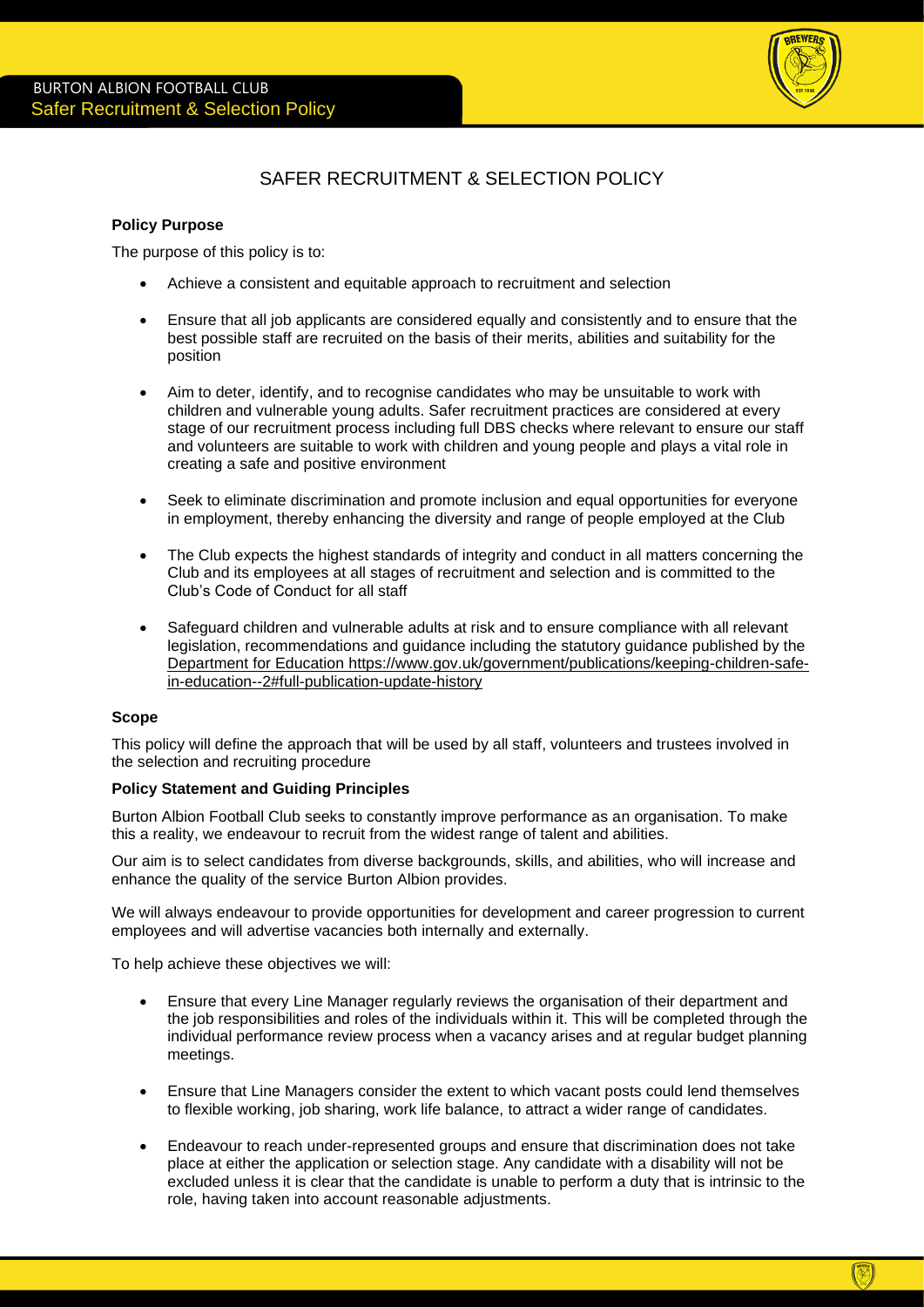# SAFER RECRUITMENT & SELECTION POLICY

**Policy Purpose**

The purpose of this policy is to:

- Achieve a consistent and equitable approach to recruitment and selection
- Ensure that all job applicants are considered equally and consistently and to ensure that the best possible staff are recruited on the basis of their merits, abilities and suitability for the position
- Aim to deter, identify, and to recognise candidates who may be unsuitable to work with children and vulnerable young adults. Safer recruitment practices are considered at every stage of our recruitment process including full DBS checks where relevant to ensure our staff and volunteers are suitable to work with children and young people and plays a vital role in creating a safe and positive environment
- Seek to eliminate discrimination and promote inclusion and equal opportunities for everyone in employment, thereby enhancing the diversity and range of people employed at the Club
- The Club expects the highest standards of integrity and conduct in all matters concerning the Club and its employees at all stages of recruitment and selection and is committed to the Club's Code of Conduct for all staff
- Safeguard children and vulnerable adults at risk and to ensure compliance with all relevant legislation, recommendations and guidance including the statutory guidance published by the Department for Education https://www.gov.uk/government/publications/keeping-children-safe-in-education--2#full-publication-update-history

**Scope**

This policy will define the approach that will be used by all staff, volunteers and trustees involved in the selection and recruiting procedure

**Policy Statement and Guiding Principles**

Burton Albion Football Club seeks to constantly improve performance as an organisation. To make this a reality, we endeavour to recruit from the widest range of talent and abilities.

Our aim is to select candidates from diverse backgrounds, skills, and abilities, who will increase and enhance the quality of the service Burton Albion provides.

We will always endeavour to provide opportunities for development and career progression to current employees and will advertise vacancies both internally and externally.

To help achieve these objectives we will:

- Ensure that every Line Manager regularly reviews the organisation of their department and the job responsibilities and roles of the individuals within it. This will be completed through the individual performance review process when a vacancy arises and at regular budget planning meetings.
- Ensure that Line Managers consider the extent to which vacant posts could lend themselves to flexible working, job sharing, work life balance, to attract a wider range of candidates.
- Endeavour to reach under-represented groups and ensure that discrimination does not take place at either the application or selection stage. Any candidate with a disability will not be excluded unless it is clear that the candidate is unable to perform a duty that is intrinsic to the role, having taken into account reasonable adjustments.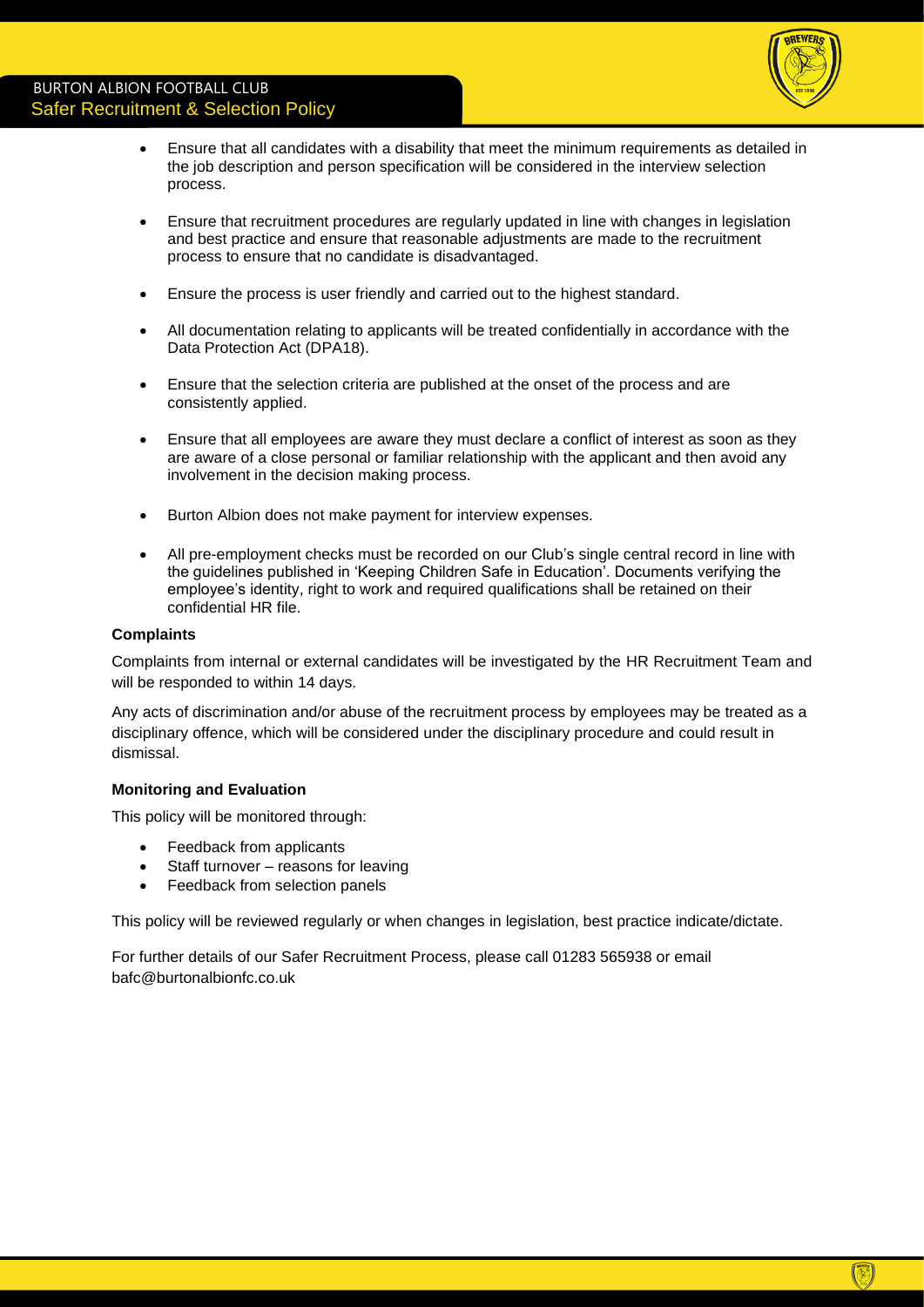- Ensure that all candidates with a disability that meet the minimum requirements as detailed in the job description and person specification will be considered in the interview selection process.

- Ensure that recruitment procedures are regularly updated in line with changes in legislation and best practice and ensure that reasonable adjustments are made to the recruitment process to ensure that no candidate is disadvantaged.

- Ensure the process is user friendly and carried out to the highest standard.

- All documentation relating to applicants will be treated confidentially in accordance with the Data Protection Act (DPA18).

- Ensure that the selection criteria are published at the onset of the process and are consistently applied.

- Ensure that all employees are aware they must declare a conflict of interest as soon as they are aware of a close personal or familiar relationship with the applicant and then avoid any involvement in the decision making process.

- Burton Albion does not make payment for interview expenses.

- All pre-employment checks must be recorded on our Club's single central record in line with the guidelines published in 'Keeping Children Safe in Education'. Documents verifying the employee's identity, right to work and required qualifications shall be retained on their confidential HR file.

**Complaints**

Complaints from internal or external candidates will be investigated by the HR Recruitment Team and will be responded to within 14 days.

Any acts of discrimination and/or abuse of the recruitment process by employees may be treated as a disciplinary offence, which will be considered under the disciplinary procedure and could result in dismissal.

**Monitoring and Evaluation**

This policy will be monitored through:

- Feedback from applicants
- Staff turnover – reasons for leaving
- Feedback from selection panels

This policy will be reviewed regularly or when changes in legislation, best practice indicate/dictate.

For further details of our Safer Recruitment Process, please call 01283 565938 or email bafc@burtonalbionfc.co.uk